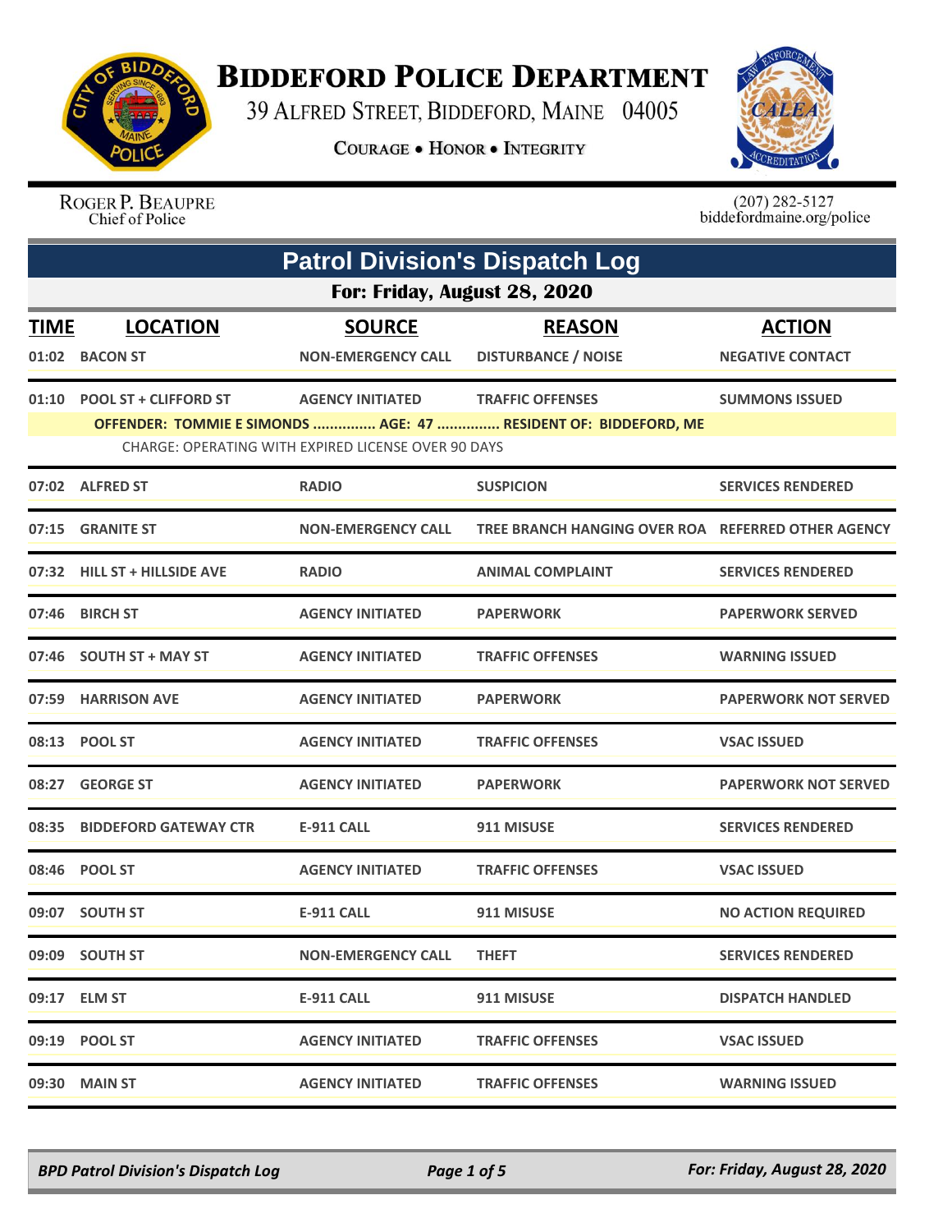# Biddeford Police Department

39 Alfred Street, Biddeford, Maine 04005

Courage • Honor • Integrity

Roger P. Beaupre
Chief of Police

(207) 282-5127
biddefordmaine.org/police

## Patrol Division's Dispatch Log

### For: Friday, August 28, 2020

| TIME | LOCATION | SOURCE | REASON | ACTION |
|---|---|---|---|---|
| 01:02 | BACON ST | NON-EMERGENCY CALL | DISTURBANCE / NOISE | NEGATIVE CONTACT |
| 01:10 | POOL ST + CLIFFORD ST | AGENCY INITIATED | TRAFFIC OFFENSES | SUMMONS ISSUED |
| | OFFENDER: TOMMIE E SIMONDS ............... AGE: 47 ............... RESIDENT OF: BIDDEFORD, ME | | | |
| | CHARGE: OPERATING WITH EXPIRED LICENSE OVER 90 DAYS | | | |
| 07:02 | ALFRED ST | RADIO | SUSPICION | SERVICES RENDERED |
| 07:15 | GRANITE ST | NON-EMERGENCY CALL | TREE BRANCH HANGING OVER ROA | REFERRED OTHER AGENCY |
| 07:32 | HILL ST + HILLSIDE AVE | RADIO | ANIMAL COMPLAINT | SERVICES RENDERED |
| 07:46 | BIRCH ST | AGENCY INITIATED | PAPERWORK | PAPERWORK SERVED |
| 07:46 | SOUTH ST + MAY ST | AGENCY INITIATED | TRAFFIC OFFENSES | WARNING ISSUED |
| 07:59 | HARRISON AVE | AGENCY INITIATED | PAPERWORK | PAPERWORK NOT SERVED |
| 08:13 | POOL ST | AGENCY INITIATED | TRAFFIC OFFENSES | VSAC ISSUED |
| 08:27 | GEORGE ST | AGENCY INITIATED | PAPERWORK | PAPERWORK NOT SERVED |
| 08:35 | BIDDEFORD GATEWAY CTR | E-911 CALL | 911 MISUSE | SERVICES RENDERED |
| 08:46 | POOL ST | AGENCY INITIATED | TRAFFIC OFFENSES | VSAC ISSUED |
| 09:07 | SOUTH ST | E-911 CALL | 911 MISUSE | NO ACTION REQUIRED |
| 09:09 | SOUTH ST | NON-EMERGENCY CALL | THEFT | SERVICES RENDERED |
| 09:17 | ELM ST | E-911 CALL | 911 MISUSE | DISPATCH HANDLED |
| 09:19 | POOL ST | AGENCY INITIATED | TRAFFIC OFFENSES | VSAC ISSUED |
| 09:30 | MAIN ST | AGENCY INITIATED | TRAFFIC OFFENSES | WARNING ISSUED |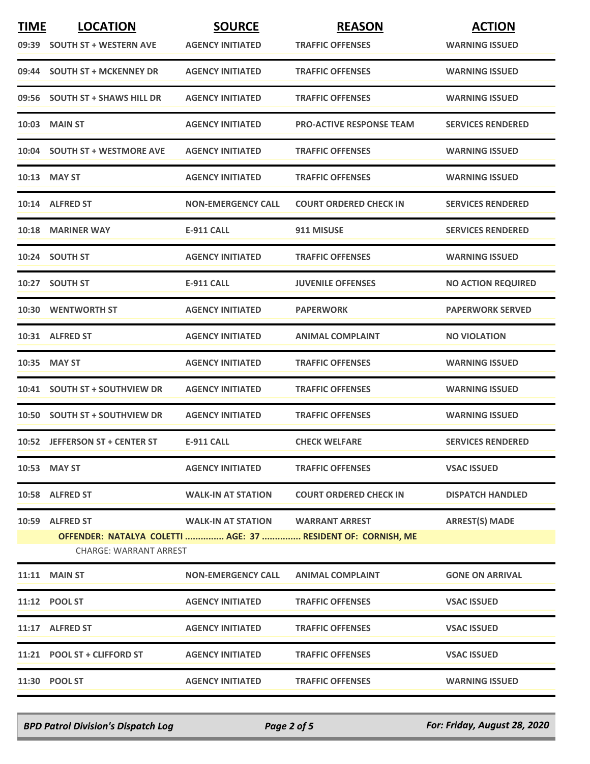| TIME | LOCATION | SOURCE | REASON | ACTION |
|---|---|---|---|---|
| 09:39 | SOUTH ST + WESTERN AVE | AGENCY INITIATED | TRAFFIC OFFENSES | WARNING ISSUED |
| 09:44 | SOUTH ST + MCKENNEY DR | AGENCY INITIATED | TRAFFIC OFFENSES | WARNING ISSUED |
| 09:56 | SOUTH ST + SHAWS HILL DR | AGENCY INITIATED | TRAFFIC OFFENSES | WARNING ISSUED |
| 10:03 | MAIN ST | AGENCY INITIATED | PRO-ACTIVE RESPONSE TEAM | SERVICES RENDERED |
| 10:04 | SOUTH ST + WESTMORE AVE | AGENCY INITIATED | TRAFFIC OFFENSES | WARNING ISSUED |
| 10:13 | MAY ST | AGENCY INITIATED | TRAFFIC OFFENSES | WARNING ISSUED |
| 10:14 | ALFRED ST | NON-EMERGENCY CALL | COURT ORDERED CHECK IN | SERVICES RENDERED |
| 10:18 | MARINER WAY | E-911 CALL | 911 MISUSE | SERVICES RENDERED |
| 10:24 | SOUTH ST | AGENCY INITIATED | TRAFFIC OFFENSES | WARNING ISSUED |
| 10:27 | SOUTH ST | E-911 CALL | JUVENILE OFFENSES | NO ACTION REQUIRED |
| 10:30 | WENTWORTH ST | AGENCY INITIATED | PAPERWORK | PAPERWORK SERVED |
| 10:31 | ALFRED ST | AGENCY INITIATED | ANIMAL COMPLAINT | NO VIOLATION |
| 10:35 | MAY ST | AGENCY INITIATED | TRAFFIC OFFENSES | WARNING ISSUED |
| 10:41 | SOUTH ST + SOUTHVIEW DR | AGENCY INITIATED | TRAFFIC OFFENSES | WARNING ISSUED |
| 10:50 | SOUTH ST + SOUTHVIEW DR | AGENCY INITIATED | TRAFFIC OFFENSES | WARNING ISSUED |
| 10:52 | JEFFERSON ST + CENTER ST | E-911 CALL | CHECK WELFARE | SERVICES RENDERED |
| 10:53 | MAY ST | AGENCY INITIATED | TRAFFIC OFFENSES | VSAC ISSUED |
| 10:58 | ALFRED ST | WALK-IN AT STATION | COURT ORDERED CHECK IN | DISPATCH HANDLED |
| 10:59 | ALFRED ST | WALK-IN AT STATION | WARRANT ARREST | ARREST(S) MADE |
| | OFFENDER: NATALYA COLETTI ............... AGE: 37 ............... RESIDENT OF: CORNISH, ME | | | |
| | CHARGE: WARRANT ARREST | | | |
| 11:11 | MAIN ST | NON-EMERGENCY CALL | ANIMAL COMPLAINT | GONE ON ARRIVAL |
| 11:12 | POOL ST | AGENCY INITIATED | TRAFFIC OFFENSES | VSAC ISSUED |
| 11:17 | ALFRED ST | AGENCY INITIATED | TRAFFIC OFFENSES | VSAC ISSUED |
| 11:21 | POOL ST + CLIFFORD ST | AGENCY INITIATED | TRAFFIC OFFENSES | VSAC ISSUED |
| 11:30 | POOL ST | AGENCY INITIATED | TRAFFIC OFFENSES | WARNING ISSUED |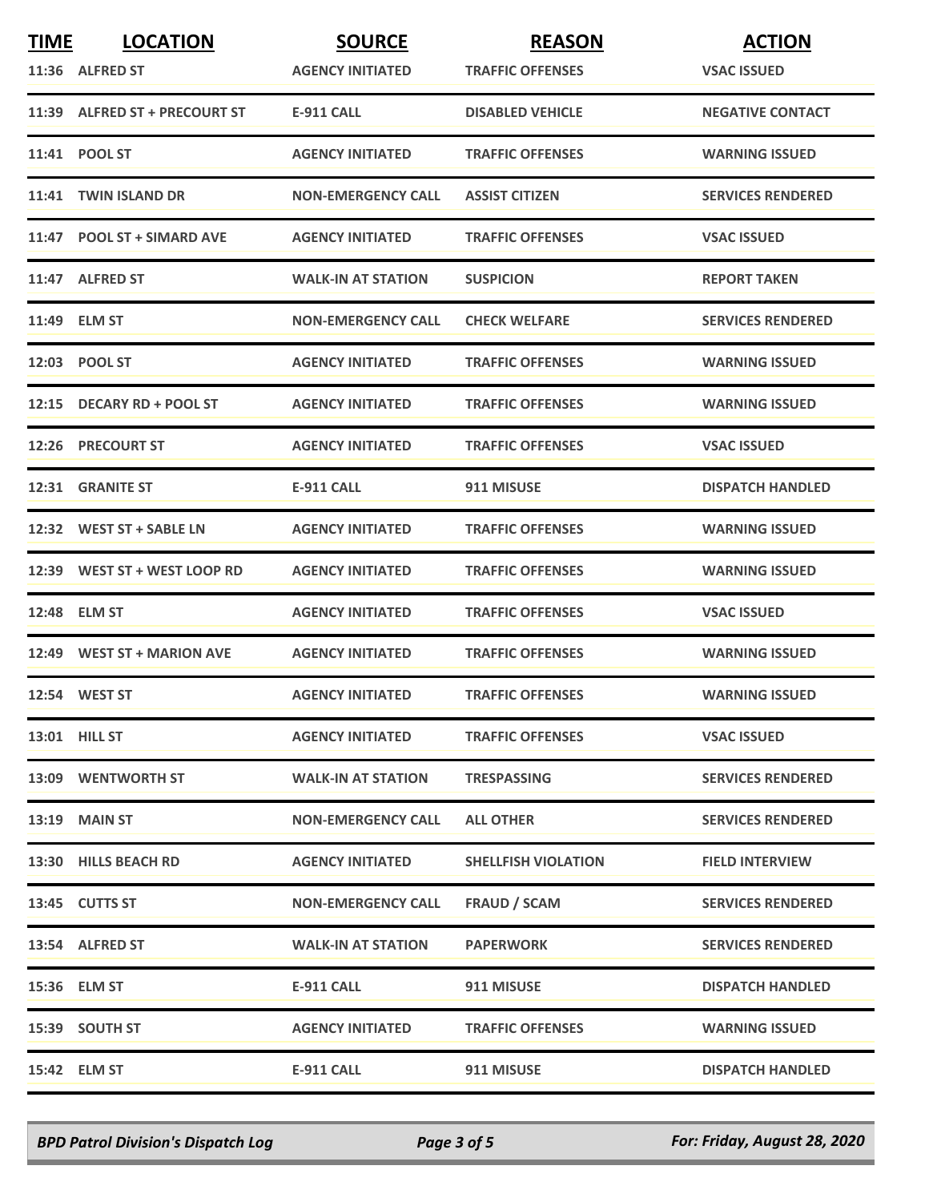| TIME | LOCATION | SOURCE | REASON | ACTION |
|---|---|---|---|---|
| 11:36 | ALFRED ST | AGENCY INITIATED | TRAFFIC OFFENSES | VSAC ISSUED |
| 11:39 | ALFRED ST + PRECOURT ST | E-911 CALL | DISABLED VEHICLE | NEGATIVE CONTACT |
| 11:41 | POOL ST | AGENCY INITIATED | TRAFFIC OFFENSES | WARNING ISSUED |
| 11:41 | TWIN ISLAND DR | NON-EMERGENCY CALL | ASSIST CITIZEN | SERVICES RENDERED |
| 11:47 | POOL ST + SIMARD AVE | AGENCY INITIATED | TRAFFIC OFFENSES | VSAC ISSUED |
| 11:47 | ALFRED ST | WALK-IN AT STATION | SUSPICION | REPORT TAKEN |
| 11:49 | ELM ST | NON-EMERGENCY CALL | CHECK WELFARE | SERVICES RENDERED |
| 12:03 | POOL ST | AGENCY INITIATED | TRAFFIC OFFENSES | WARNING ISSUED |
| 12:15 | DECARY RD + POOL ST | AGENCY INITIATED | TRAFFIC OFFENSES | WARNING ISSUED |
| 12:26 | PRECOURT ST | AGENCY INITIATED | TRAFFIC OFFENSES | VSAC ISSUED |
| 12:31 | GRANITE ST | E-911 CALL | 911 MISUSE | DISPATCH HANDLED |
| 12:32 | WEST ST + SABLE LN | AGENCY INITIATED | TRAFFIC OFFENSES | WARNING ISSUED |
| 12:39 | WEST ST + WEST LOOP RD | AGENCY INITIATED | TRAFFIC OFFENSES | WARNING ISSUED |
| 12:48 | ELM ST | AGENCY INITIATED | TRAFFIC OFFENSES | VSAC ISSUED |
| 12:49 | WEST ST + MARION AVE | AGENCY INITIATED | TRAFFIC OFFENSES | WARNING ISSUED |
| 12:54 | WEST ST | AGENCY INITIATED | TRAFFIC OFFENSES | WARNING ISSUED |
| 13:01 | HILL ST | AGENCY INITIATED | TRAFFIC OFFENSES | VSAC ISSUED |
| 13:09 | WENTWORTH ST | WALK-IN AT STATION | TRESPASSING | SERVICES RENDERED |
| 13:19 | MAIN ST | NON-EMERGENCY CALL | ALL OTHER | SERVICES RENDERED |
| 13:30 | HILLS BEACH RD | AGENCY INITIATED | SHELLFISH VIOLATION | FIELD INTERVIEW |
| 13:45 | CUTTS ST | NON-EMERGENCY CALL | FRAUD / SCAM | SERVICES RENDERED |
| 13:54 | ALFRED ST | WALK-IN AT STATION | PAPERWORK | SERVICES RENDERED |
| 15:36 | ELM ST | E-911 CALL | 911 MISUSE | DISPATCH HANDLED |
| 15:39 | SOUTH ST | AGENCY INITIATED | TRAFFIC OFFENSES | WARNING ISSUED |
| 15:42 | ELM ST | E-911 CALL | 911 MISUSE | DISPATCH HANDLED |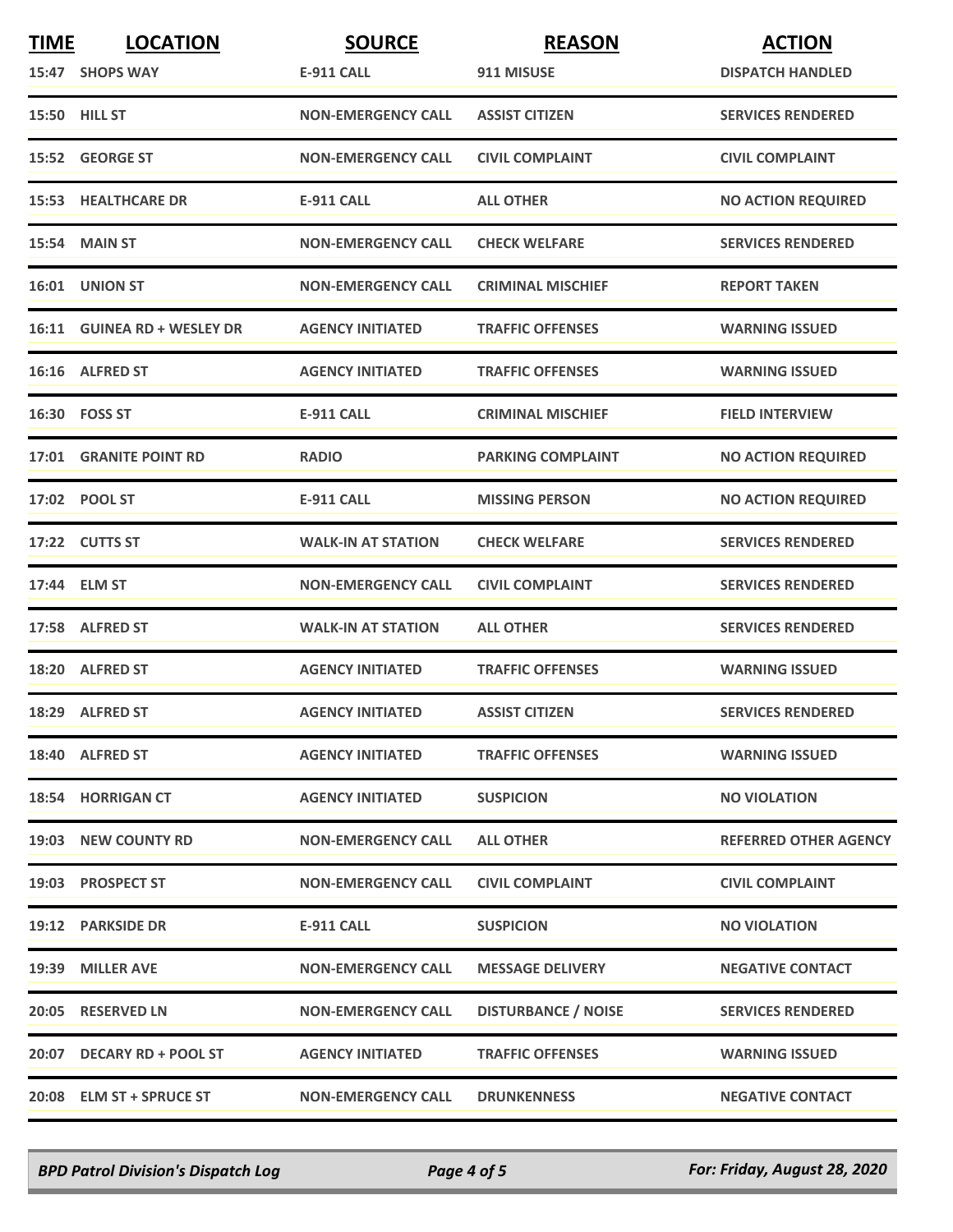| TIME | LOCATION | SOURCE | REASON | ACTION |
|---|---|---|---|---|
| 15:47 | SHOPS WAY | E-911 CALL | 911 MISUSE | DISPATCH HANDLED |
| 15:50 | HILL ST | NON-EMERGENCY CALL | ASSIST CITIZEN | SERVICES RENDERED |
| 15:52 | GEORGE ST | NON-EMERGENCY CALL | CIVIL COMPLAINT | CIVIL COMPLAINT |
| 15:53 | HEALTHCARE DR | E-911 CALL | ALL OTHER | NO ACTION REQUIRED |
| 15:54 | MAIN ST | NON-EMERGENCY CALL | CHECK WELFARE | SERVICES RENDERED |
| 16:01 | UNION ST | NON-EMERGENCY CALL | CRIMINAL MISCHIEF | REPORT TAKEN |
| 16:11 | GUINEA RD + WESLEY DR | AGENCY INITIATED | TRAFFIC OFFENSES | WARNING ISSUED |
| 16:16 | ALFRED ST | AGENCY INITIATED | TRAFFIC OFFENSES | WARNING ISSUED |
| 16:30 | FOSS ST | E-911 CALL | CRIMINAL MISCHIEF | FIELD INTERVIEW |
| 17:01 | GRANITE POINT RD | RADIO | PARKING COMPLAINT | NO ACTION REQUIRED |
| 17:02 | POOL ST | E-911 CALL | MISSING PERSON | NO ACTION REQUIRED |
| 17:22 | CUTTS ST | WALK-IN AT STATION | CHECK WELFARE | SERVICES RENDERED |
| 17:44 | ELM ST | NON-EMERGENCY CALL | CIVIL COMPLAINT | SERVICES RENDERED |
| 17:58 | ALFRED ST | WALK-IN AT STATION | ALL OTHER | SERVICES RENDERED |
| 18:20 | ALFRED ST | AGENCY INITIATED | TRAFFIC OFFENSES | WARNING ISSUED |
| 18:29 | ALFRED ST | AGENCY INITIATED | ASSIST CITIZEN | SERVICES RENDERED |
| 18:40 | ALFRED ST | AGENCY INITIATED | TRAFFIC OFFENSES | WARNING ISSUED |
| 18:54 | HORRIGAN CT | AGENCY INITIATED | SUSPICION | NO VIOLATION |
| 19:03 | NEW COUNTY RD | NON-EMERGENCY CALL | ALL OTHER | REFERRED OTHER AGENCY |
| 19:03 | PROSPECT ST | NON-EMERGENCY CALL | CIVIL COMPLAINT | CIVIL COMPLAINT |
| 19:12 | PARKSIDE DR | E-911 CALL | SUSPICION | NO VIOLATION |
| 19:39 | MILLER AVE | NON-EMERGENCY CALL | MESSAGE DELIVERY | NEGATIVE CONTACT |
| 20:05 | RESERVED LN | NON-EMERGENCY CALL | DISTURBANCE / NOISE | SERVICES RENDERED |
| 20:07 | DECARY RD + POOL ST | AGENCY INITIATED | TRAFFIC OFFENSES | WARNING ISSUED |
| 20:08 | ELM ST + SPRUCE ST | NON-EMERGENCY CALL | DRUNKENNESS | NEGATIVE CONTACT |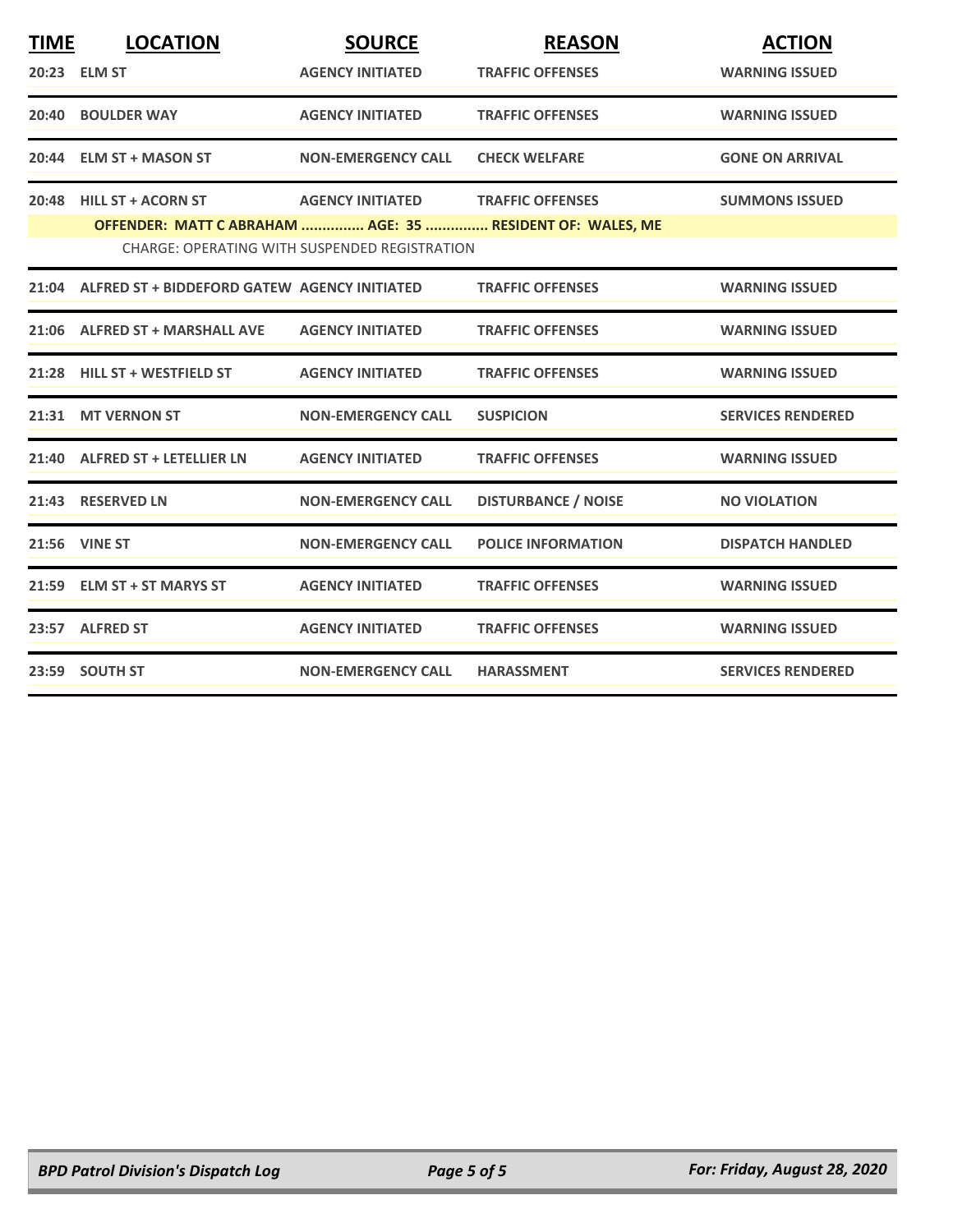| TIME | LOCATION | SOURCE | REASON | ACTION |
|---|---|---|---|---|
| 20:23 | ELM ST | AGENCY INITIATED | TRAFFIC OFFENSES | WARNING ISSUED |
| 20:40 | BOULDER WAY | AGENCY INITIATED | TRAFFIC OFFENSES | WARNING ISSUED |
| 20:44 | ELM ST + MASON ST | NON-EMERGENCY CALL | CHECK WELFARE | GONE ON ARRIVAL |
| 20:48 | HILL ST + ACORN ST | AGENCY INITIATED | TRAFFIC OFFENSES | SUMMONS ISSUED |
| | OFFENDER: MATT C ABRAHAM ............... AGE: 35 ............... RESIDENT OF: WALES, ME | | | |
| | CHARGE: OPERATING WITH SUSPENDED REGISTRATION | | | |
| 21:04 | ALFRED ST + BIDDEFORD GATEW | AGENCY INITIATED | TRAFFIC OFFENSES | WARNING ISSUED |
| 21:06 | ALFRED ST + MARSHALL AVE | AGENCY INITIATED | TRAFFIC OFFENSES | WARNING ISSUED |
| 21:28 | HILL ST + WESTFIELD ST | AGENCY INITIATED | TRAFFIC OFFENSES | WARNING ISSUED |
| 21:31 | MT VERNON ST | NON-EMERGENCY CALL | SUSPICION | SERVICES RENDERED |
| 21:40 | ALFRED ST + LETELLIER LN | AGENCY INITIATED | TRAFFIC OFFENSES | WARNING ISSUED |
| 21:43 | RESERVED LN | NON-EMERGENCY CALL | DISTURBANCE / NOISE | NO VIOLATION |
| 21:56 | VINE ST | NON-EMERGENCY CALL | POLICE INFORMATION | DISPATCH HANDLED |
| 21:59 | ELM ST + ST MARYS ST | AGENCY INITIATED | TRAFFIC OFFENSES | WARNING ISSUED |
| 23:57 | ALFRED ST | AGENCY INITIATED | TRAFFIC OFFENSES | WARNING ISSUED |
| 23:59 | SOUTH ST | NON-EMERGENCY CALL | HARASSMENT | SERVICES RENDERED |